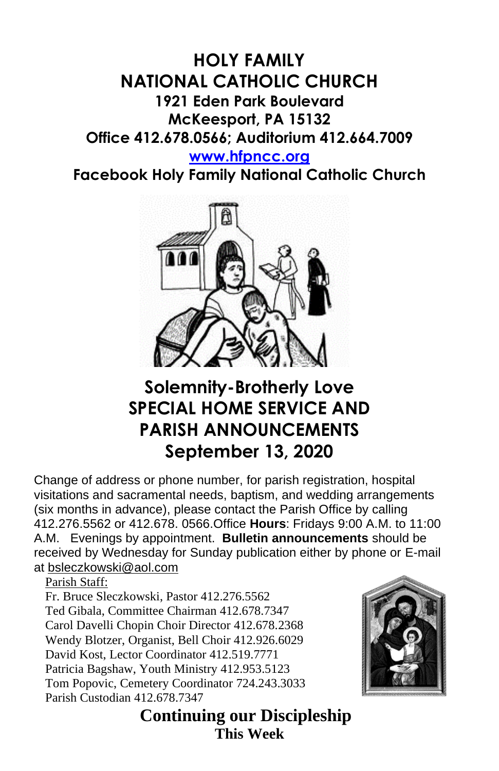# HOLY FAMILY NATIONAL CATHOLIC CHURCH

**1921 Eden Park Boulevard**
**McKeesport, PA 15132**
**Office 412.678.0566; Auditorium 412.664.7009**
**www.hfpncc.org**
**Facebook Holy Family National Catholic Church**

## Solemnity-Brotherly Love
## SPECIAL HOME SERVICE AND PARISH ANNOUNCEMENTS
## September 13, 2020

Change of address or phone number, for parish registration, hospital visitations and sacramental needs, baptism, and wedding arrangements (six months in advance), please contact the Parish Office by calling 412.276.5562 or 412.678. 0566.Office **Hours**: Fridays 9:00 A.M. to 11:00 A.M. Evenings by appointment. **Bulletin announcements** should be received by Wednesday for Sunday publication either by phone or E-mail at bsleczkowski@aol.com

Parish Staff:
Fr. Bruce Sleczkowski, Pastor 412.276.5562
Ted Gibala, Committee Chairman 412.678.7347
Carol Davelli Chopin Choir Director 412.678.2368
Wendy Blotzer, Organist, Bell Choir 412.926.6029
David Kost, Lector Coordinator 412.519.7771
Patricia Bagshaw, Youth Ministry 412.953.5123
Tom Popovic, Cemetery Coordinator 724.243.3033
Parish Custodian 412.678.7347

**Continuing our Discipleship**
**This Week**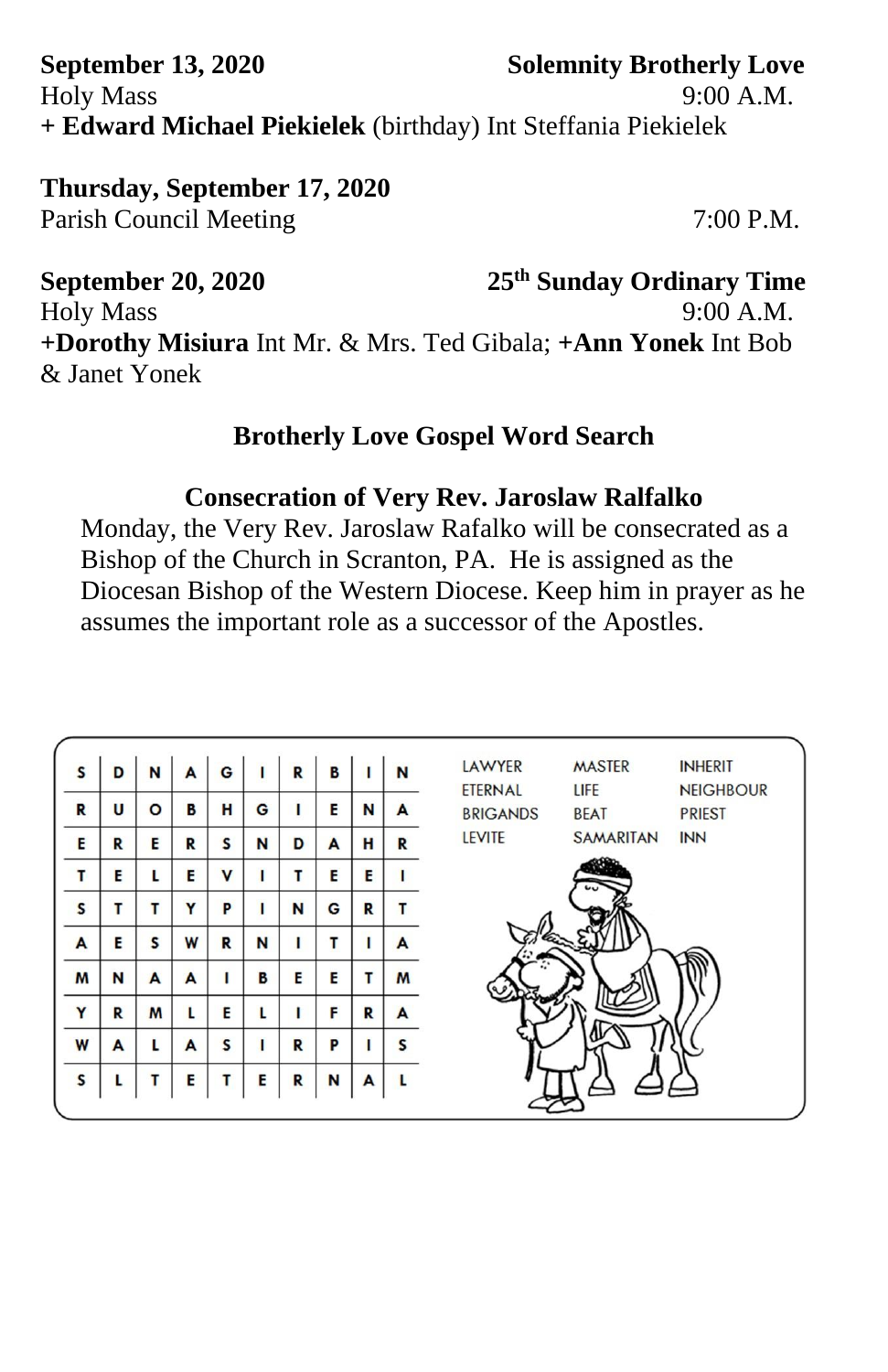**September 13, 2020** **Solemnity Brotherly Love**

Holy Mass 9:00 A.M.

**+ Edward Michael Piekielek** (birthday) Int Steffania Piekielek

**Thursday, September 17, 2020**

Parish Council Meeting 7:00 P.M.

**September 20, 2020** **25th Sunday Ordinary Time**

Holy Mass 9:00 A.M.

**+Dorothy Misiura** Int Mr. & Mrs. Ted Gibala; **+Ann Yonek** Int Bob & Janet Yonek

## Brotherly Love Gospel Word Search

## Consecration of Very Rev. Jaroslaw Ralfalko

Monday, the Very Rev. Jaroslaw Rafalko will be consecrated as a Bishop of the Church in Scranton, PA. He is assigned as the Diocesan Bishop of the Western Diocese. Keep him in prayer as he assumes the important role as a successor of the Apostles.

| | | | | | | | | | |
|---|---|---|---|---|---|---|---|---|---|
| S | D | N | A | G | I | R | B | I | N |
| R | U | O | B | H | G | I | E | N | A |
| E | R | E | R | S | N | D | A | H | R |
| T | E | L | E | V | I | T | E | E | I |
| S | T | T | Y | P | I | N | G | R | T |
| A | E | S | W | R | N | I | T | I | A |
| M | N | A | A | I | B | E | E | T | M |
| Y | R | M | L | E | L | I | F | R | A |
| W | A | L | A | S | I | R | P | I | S |
| S | L | T | E | T | E | R | N | A | L |

| | | |
|---|---|---|
| LAWYER | MASTER | INHERIT |
| ETERNAL | LIFE | NEIGHBOUR |
| BRIGANDS | BEAT | PRIEST |
| LEVITE | SAMARITAN | INN |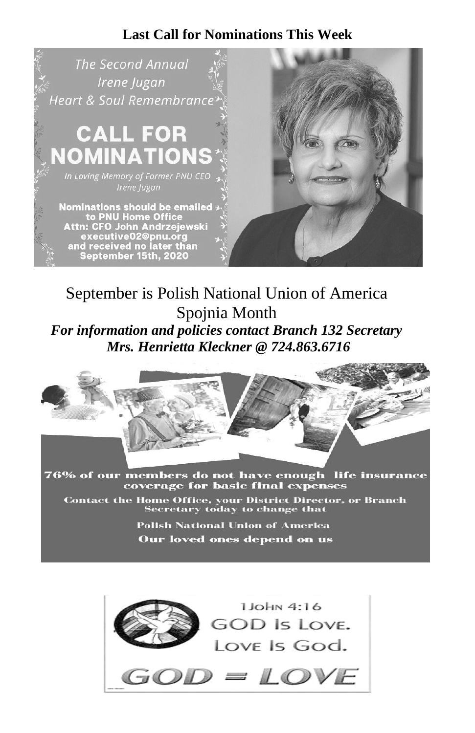**Last Call for Nominations This Week**

The Second Annual
Irene Jugan
Heart & Soul Remembrance

**CALL FOR NOMINATIONS**

*In Loving Memory of Former PNU CEO Irene Jugan*

**Nominations should be emailed to PNU Home Office**
**Attn: CFO John Andrzejewski**
**executive02@pnu.org**
**and received no later than September 15th, 2020**

September is Polish National Union of America Spojnia Month

***For information and policies contact Branch 132 Secretary Mrs. Henrietta Kleckner @ 724.863.6716***

**76% of our members do not have enough life insurance coverage for basic final expenses**

**Contact the Home Office, your District Director, or Branch Secretary today to change that**

**Polish National Union of America**

**Our loved ones depend on us**

1 John 4:16
GOD Is Love.
Love Is God.

*GOD = LOVE*